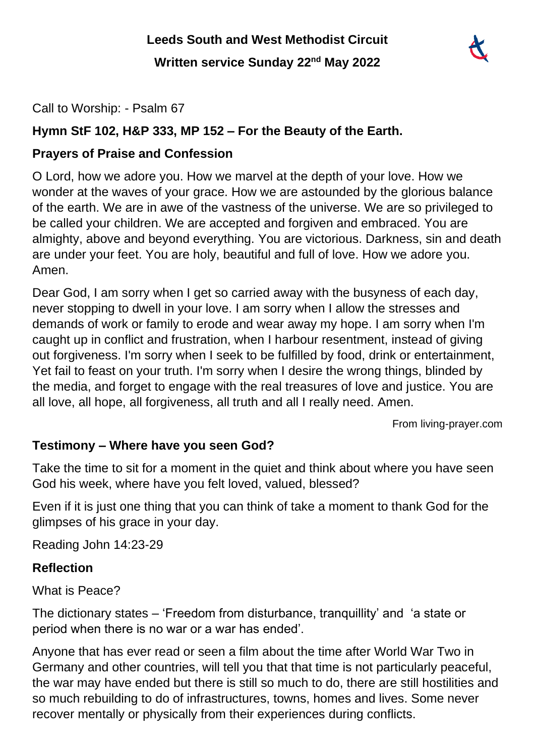# Leeds South and West Methodist Circuit

## Written service Sunday 22nd May 2022

Call to Worship: - Psalm 67

**Hymn StF 102, H&P 333, MP 152 – For the Beauty of the Earth.**

**Prayers of Praise and Confession**

O Lord, how we adore you. How we marvel at the depth of your love. How we wonder at the waves of your grace. How we are astounded by the glorious balance of the earth. We are in awe of the vastness of the universe. We are so privileged to be called your children. We are accepted and forgiven and embraced. You are almighty, above and beyond everything. You are victorious. Darkness, sin and death are under your feet. You are holy, beautiful and full of love. How we adore you. Amen.

Dear God, I am sorry when I get so carried away with the busyness of each day, never stopping to dwell in your love. I am sorry when I allow the stresses and demands of work or family to erode and wear away my hope. I am sorry when I'm caught up in conflict and frustration, when I harbour resentment, instead of giving out forgiveness. I'm sorry when I seek to be fulfilled by food, drink or entertainment, Yet fail to feast on your truth. I'm sorry when I desire the wrong things, blinded by the media, and forget to engage with the real treasures of love and justice. You are all love, all hope, all forgiveness, all truth and all I really need. Amen.

From living-prayer.com

**Testimony – Where have you seen God?**

Take the time to sit for a moment in the quiet and think about where you have seen God his week, where have you felt loved, valued, blessed?

Even if it is just one thing that you can think of take a moment to thank God for the glimpses of his grace in your day.

Reading John 14:23-29

**Reflection**

What is Peace?

The dictionary states – 'Freedom from disturbance, tranquillity' and 'a state or period when there is no war or a war has ended'.

Anyone that has ever read or seen a film about the time after World War Two in Germany and other countries, will tell you that that time is not particularly peaceful, the war may have ended but there is still so much to do, there are still hostilities and so much rebuilding to do of infrastructures, towns, homes and lives. Some never recover mentally or physically from their experiences during conflicts.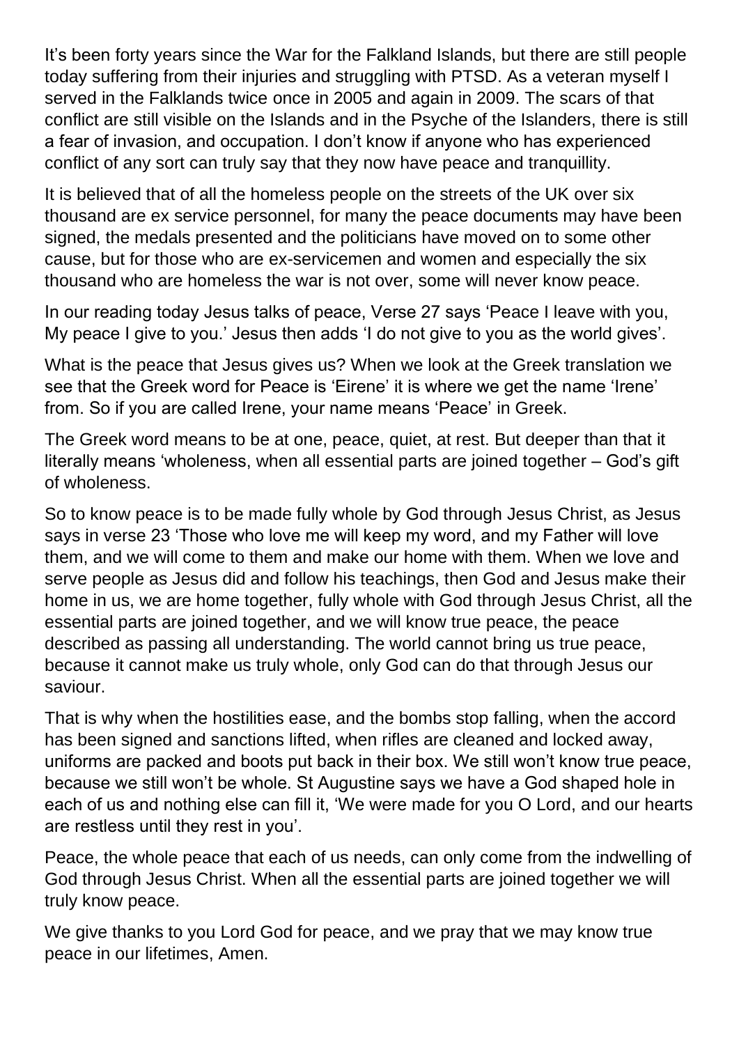It's been forty years since the War for the Falkland Islands, but there are still people today suffering from their injuries and struggling with PTSD. As a veteran myself I served in the Falklands twice once in 2005 and again in 2009. The scars of that conflict are still visible on the Islands and in the Psyche of the Islanders, there is still a fear of invasion, and occupation. I don't know if anyone who has experienced conflict of any sort can truly say that they now have peace and tranquillity.

It is believed that of all the homeless people on the streets of the UK over six thousand are ex service personnel, for many the peace documents may have been signed, the medals presented and the politicians have moved on to some other cause, but for those who are ex-servicemen and women and especially the six thousand who are homeless the war is not over, some will never know peace.

In our reading today Jesus talks of peace, Verse 27 says 'Peace I leave with you, My peace I give to you.' Jesus then adds 'I do not give to you as the world gives'.

What is the peace that Jesus gives us? When we look at the Greek translation we see that the Greek word for Peace is 'Eirene' it is where we get the name 'Irene' from. So if you are called Irene, your name means 'Peace' in Greek.

The Greek word means to be at one, peace, quiet, at rest. But deeper than that it literally means 'wholeness, when all essential parts are joined together – God's gift of wholeness.

So to know peace is to be made fully whole by God through Jesus Christ, as Jesus says in verse 23 'Those who love me will keep my word, and my Father will love them, and we will come to them and make our home with them. When we love and serve people as Jesus did and follow his teachings, then God and Jesus make their home in us, we are home together, fully whole with God through Jesus Christ, all the essential parts are joined together, and we will know true peace, the peace described as passing all understanding. The world cannot bring us true peace, because it cannot make us truly whole, only God can do that through Jesus our saviour.

That is why when the hostilities ease, and the bombs stop falling, when the accord has been signed and sanctions lifted, when rifles are cleaned and locked away, uniforms are packed and boots put back in their box. We still won't know true peace, because we still won't be whole. St Augustine says we have a God shaped hole in each of us and nothing else can fill it, 'We were made for you O Lord, and our hearts are restless until they rest in you'.

Peace, the whole peace that each of us needs, can only come from the indwelling of God through Jesus Christ. When all the essential parts are joined together we will truly know peace.

We give thanks to you Lord God for peace, and we pray that we may know true peace in our lifetimes, Amen.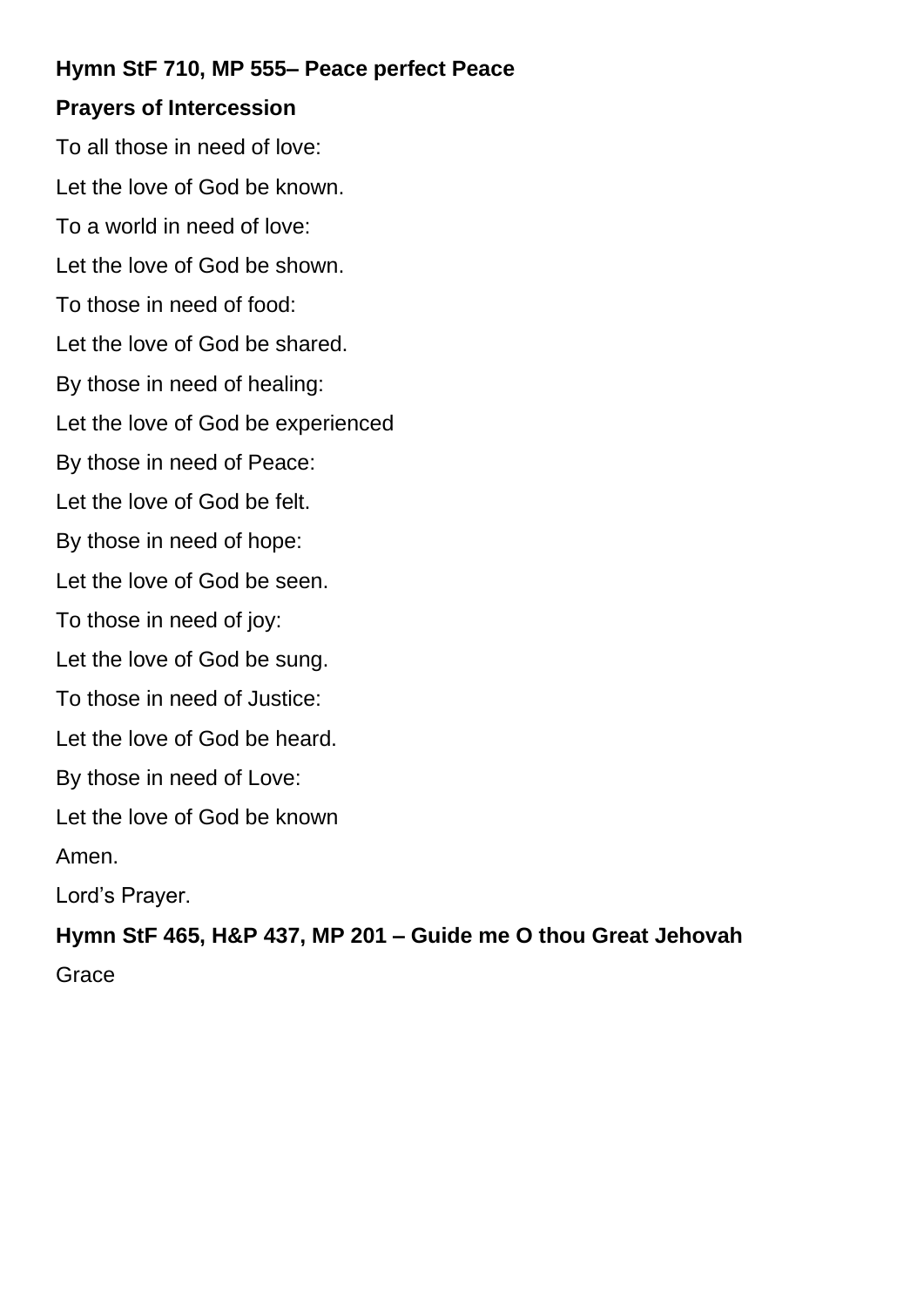**Hymn StF 710, MP 555– Peace perfect Peace**

**Prayers of Intercession**

To all those in need of love:

Let the love of God be known.

To a world in need of love:

Let the love of God be shown.

To those in need of food:

Let the love of God be shared.

By those in need of healing:

Let the love of God be experienced

By those in need of Peace:

Let the love of God be felt.

By those in need of hope:

Let the love of God be seen.

To those in need of joy:

Let the love of God be sung.

To those in need of Justice:

Let the love of God be heard.

By those in need of Love:

Let the love of God be known

Amen.

Lord's Prayer.

**Hymn StF 465, H&P 437, MP 201 – Guide me O thou Great Jehovah**

Grace